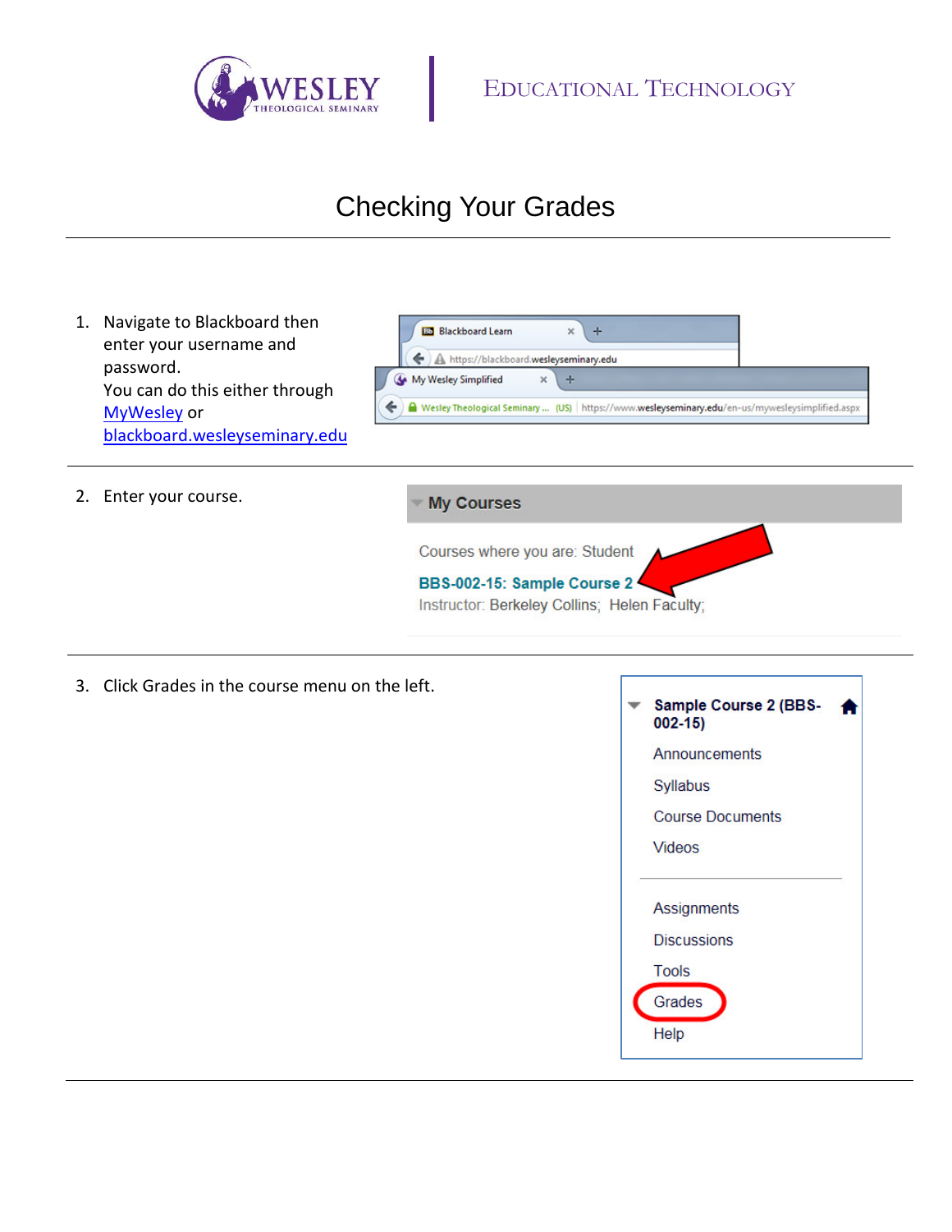WESLEY THEOLOGICAL SEMINARY | EDUCATIONAL TECHNOLOGY

# Checking Your Grades

---

1. Navigate to Blackboard then enter your username and password. You can do this either through [MyWesley](MyWesley) or [blackboard.wesleyseminary.edu](blackboard.wesleyseminary.edu)

---

2. Enter your course.

---

3. Click Grades in the course menu on the left.

---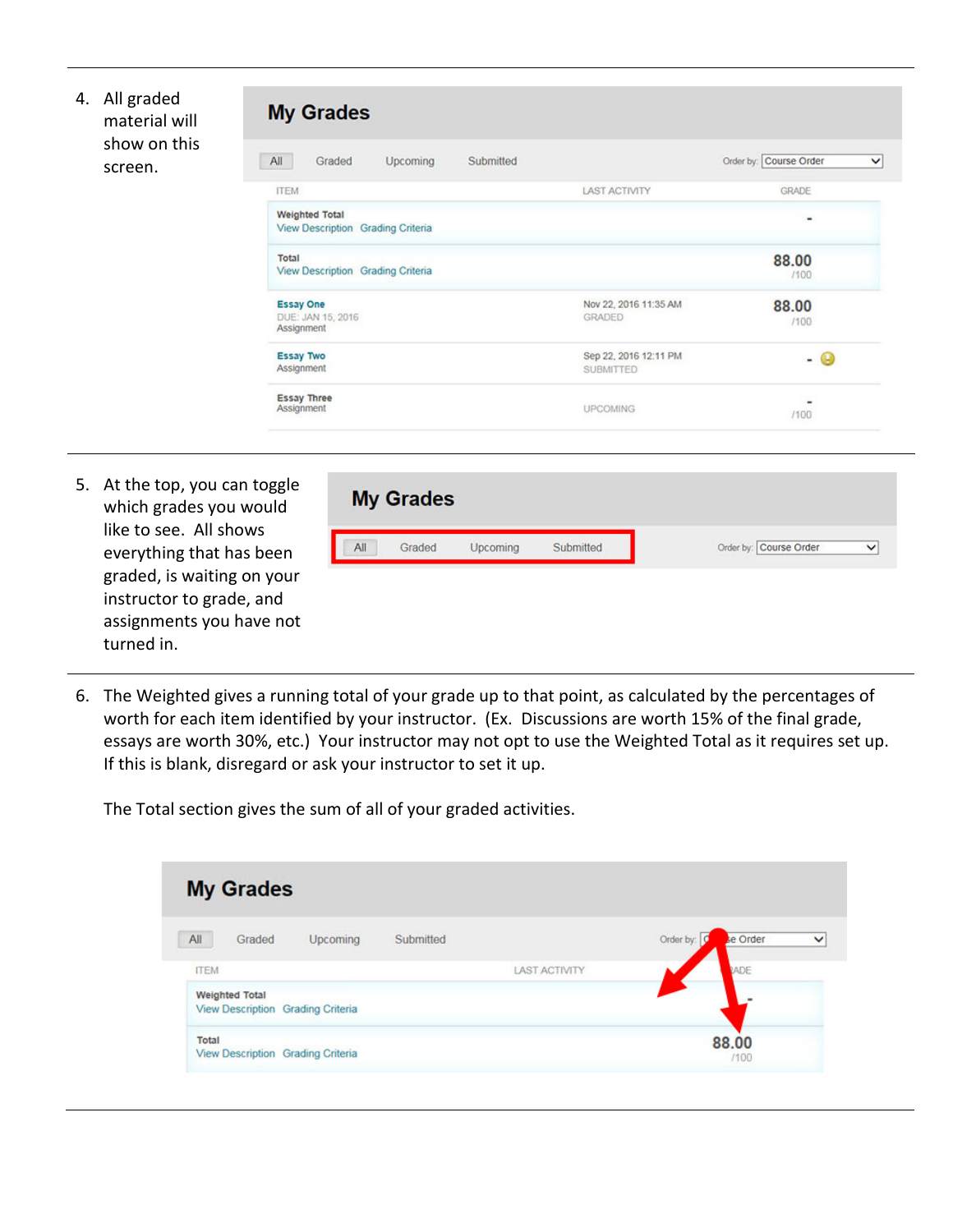4. All graded material will show on this screen.

5. At the top, you can toggle which grades you would like to see. All shows everything that has been graded, is waiting on your instructor to grade, and assignments you have not turned in.

6. The Weighted gives a running total of your grade up to that point, as calculated by the percentages of worth for each item identified by your instructor. (Ex. Discussions are worth 15% of the final grade, essays are worth 30%, etc.) Your instructor may not opt to use the Weighted Total as it requires set up. If this is blank, disregard or ask your instructor to set it up.

   The Total section gives the sum of all of your graded activities.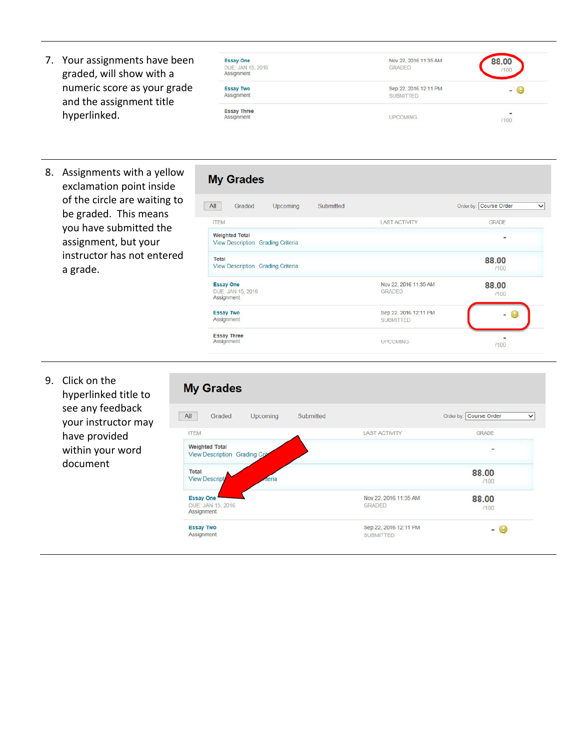7. Your assignments have been graded, will show with a numeric score as your grade and the assignment title hyperlinked.

| | | |
|---|---|---|
| Essay One<br>DUE: JAN 15, 2016<br>Assignment | Nov 22, 2016 11:35 AM<br>GRADED | 88.00<br>/100 |
| Essay Two<br>Assignment | Sep 22, 2016 12:11 PM<br>SUBMITTED | - |
| Essay Three<br>Assignment | UPCOMING | -<br>/100 |

8. Assignments with a yellow exclamation point inside of the circle are waiting to be graded. This means you have submitted the assignment, but your instructor has not entered a grade.

**My Grades**

All | Graded | Upcoming | Submitted — Order by: Course Order

| ITEM | LAST ACTIVITY | GRADE |
|---|---|---|
| Weighted Total<br>View Description Grading Criteria | | - |
| Total<br>View Description Grading Criteria | | 88.00<br>/100 |
| Essay One<br>DUE: JAN 15, 2016<br>Assignment | Nov 22, 2016 11:35 AM<br>GRADED | 88.00<br>/100 |
| Essay Two<br>Assignment | Sep 22, 2016 12:11 PM<br>SUBMITTED | - |
| Essay Three<br>Assignment | UPCOMING | -<br>/100 |

9. Click on the hyperlinked title to see any feedback your instructor may have provided within your word document

**My Grades**

All | Graded | Upcoming | Submitted — Order by: Course Order

| ITEM | LAST ACTIVITY | GRADE |
|---|---|---|
| Weighted Total<br>View Description Grading Criteria | | - |
| Total<br>View Description Grading Criteria | | 88.00<br>/100 |
| Essay One<br>DUE: JAN 15, 2016<br>Assignment | Nov 22, 2016 11:35 AM<br>GRADED | 88.00<br>/100 |
| Essay Two<br>Assignment | Sep 22, 2016 12:11 PM<br>SUBMITTED | - |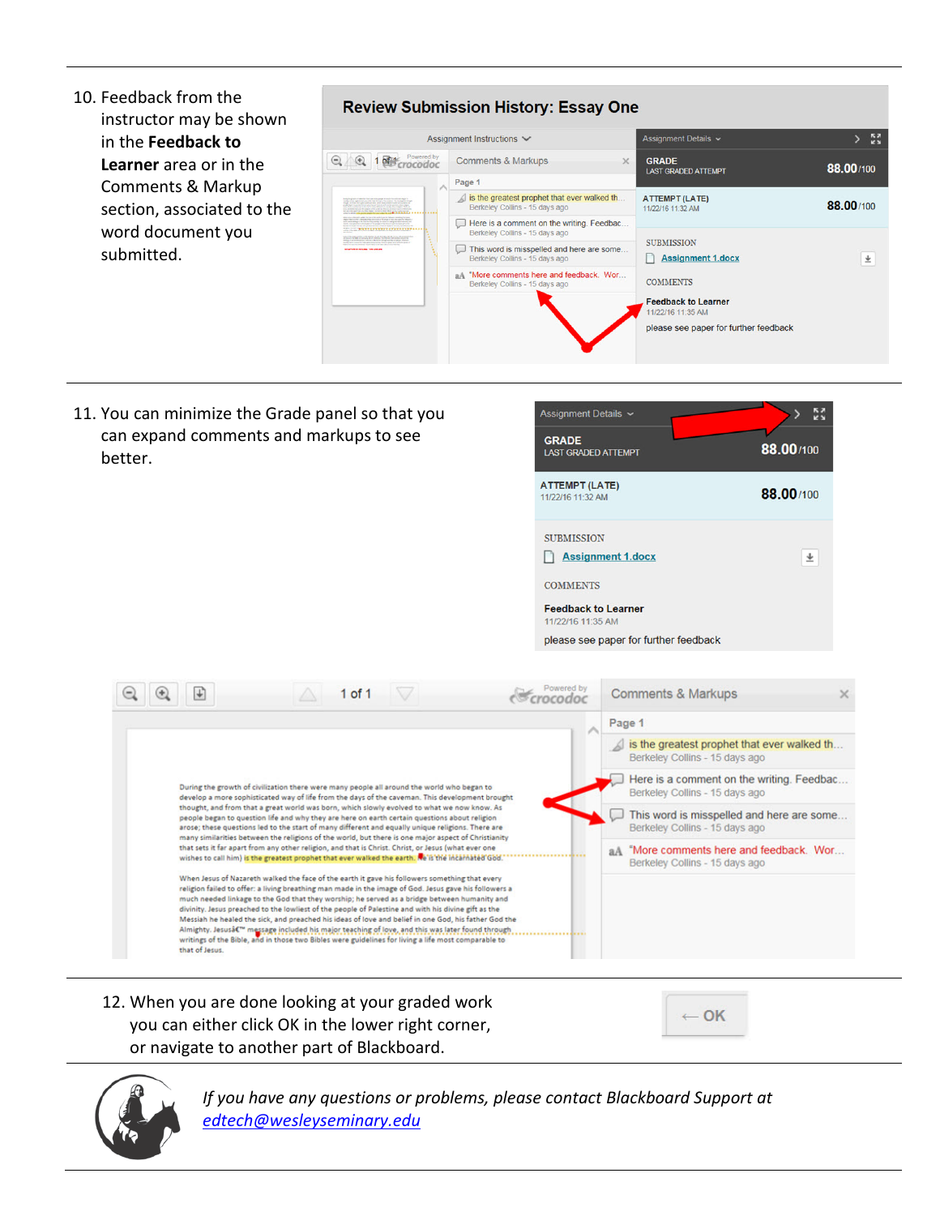10. Feedback from the instructor may be shown in the **Feedback to Learner** area or in the Comments & Markup section, associated to the word document you submitted.

11. You can minimize the Grade panel so that you can expand comments and markups to see better.

12. When you are done looking at your graded work you can either click OK in the lower right corner, or navigate to another part of Blackboard.

*If you have any questions or problems, please contact Blackboard Support at* [*edtech@wesleyseminary.edu*](mailto:edtech@wesleyseminary.edu)